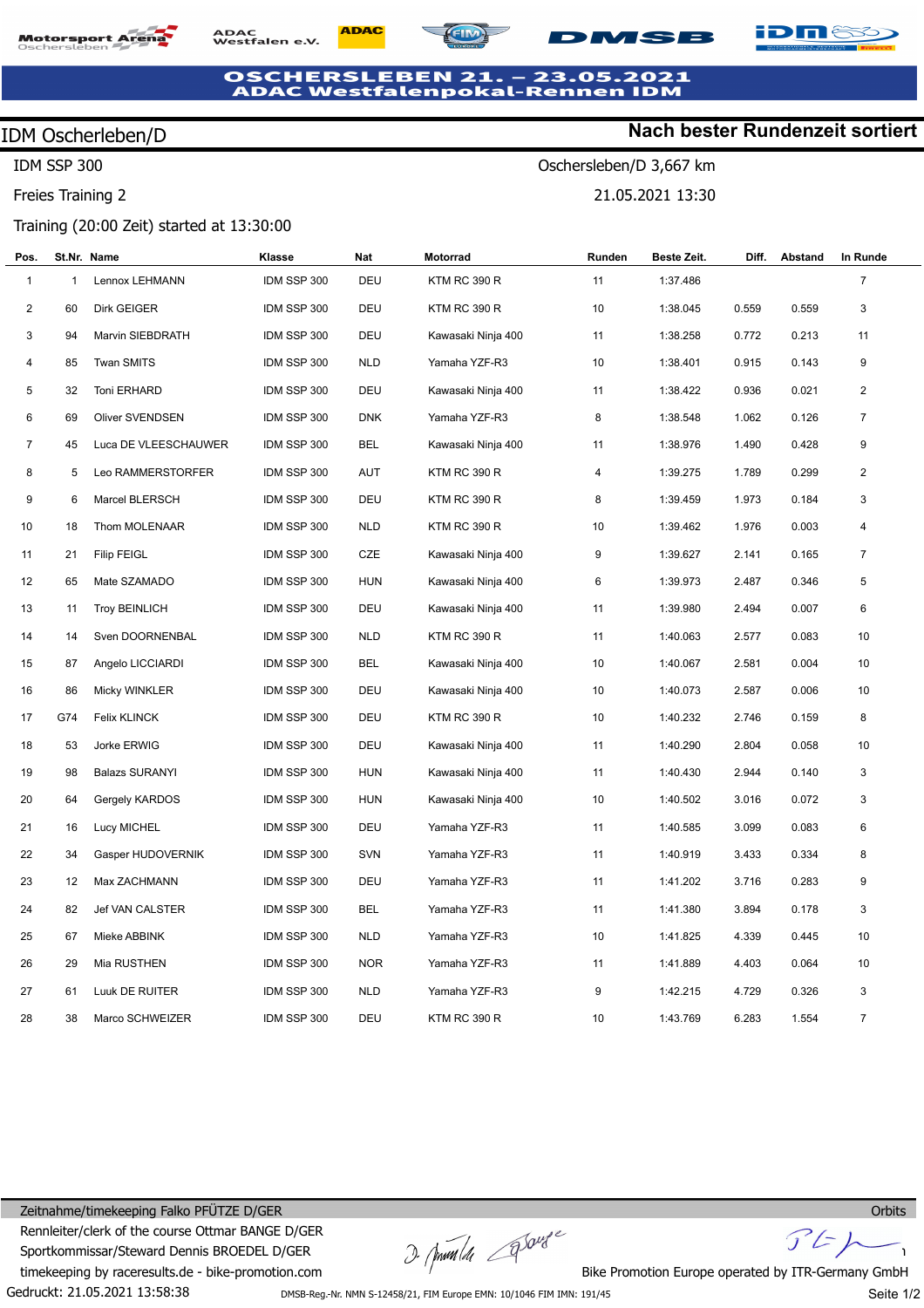# OSCHERSLEBEN 21. – 23.05.2021
## ADAC Westfalenpokal-Rennen IDM

IDM Oscherleben/D | **Nach bester Rundenzeit sortiert**

IDM SSP 300 — Oschersleben/D 3,667 km

Freies Training 2 — 21.05.2021 13:30

Training (20:00 Zeit) started at 13:30:00

| Pos. | St.Nr. | Name | Klasse | Nat | Motorrad | Runden | Beste Zeit. | Diff. | Abstand | In Runde |
|---|---|---|---|---|---|---|---|---|---|---|
| 1 | 1 | Lennox LEHMANN | IDM SSP 300 | DEU | KTM RC 390 R | 11 | 1:37.486 | | | 7 |
| 2 | 60 | Dirk GEIGER | IDM SSP 300 | DEU | KTM RC 390 R | 10 | 1:38.045 | 0.559 | 0.559 | 3 |
| 3 | 94 | Marvin SIEBDRATH | IDM SSP 300 | DEU | Kawasaki Ninja 400 | 11 | 1:38.258 | 0.772 | 0.213 | 11 |
| 4 | 85 | Twan SMITS | IDM SSP 300 | NLD | Yamaha YZF-R3 | 10 | 1:38.401 | 0.915 | 0.143 | 9 |
| 5 | 32 | Toni ERHARD | IDM SSP 300 | DEU | Kawasaki Ninja 400 | 11 | 1:38.422 | 0.936 | 0.021 | 2 |
| 6 | 69 | Oliver SVENDSEN | IDM SSP 300 | DNK | Yamaha YZF-R3 | 8 | 1:38.548 | 1.062 | 0.126 | 7 |
| 7 | 45 | Luca DE VLEESCHAUWER | IDM SSP 300 | BEL | Kawasaki Ninja 400 | 11 | 1:38.976 | 1.490 | 0.428 | 9 |
| 8 | 5 | Leo RAMMERSTORFER | IDM SSP 300 | AUT | KTM RC 390 R | 4 | 1:39.275 | 1.789 | 0.299 | 2 |
| 9 | 6 | Marcel BLERSCH | IDM SSP 300 | DEU | KTM RC 390 R | 8 | 1:39.459 | 1.973 | 0.184 | 3 |
| 10 | 18 | Thom MOLENAAR | IDM SSP 300 | NLD | KTM RC 390 R | 10 | 1:39.462 | 1.976 | 0.003 | 4 |
| 11 | 21 | Filip FEIGL | IDM SSP 300 | CZE | Kawasaki Ninja 400 | 9 | 1:39.627 | 2.141 | 0.165 | 7 |
| 12 | 65 | Mate SZAMADO | IDM SSP 300 | HUN | Kawasaki Ninja 400 | 6 | 1:39.973 | 2.487 | 0.346 | 5 |
| 13 | 11 | Troy BEINLICH | IDM SSP 300 | DEU | Kawasaki Ninja 400 | 11 | 1:39.980 | 2.494 | 0.007 | 6 |
| 14 | 14 | Sven DOORNENBAL | IDM SSP 300 | NLD | KTM RC 390 R | 11 | 1:40.063 | 2.577 | 0.083 | 10 |
| 15 | 87 | Angelo LICCIARDI | IDM SSP 300 | BEL | Kawasaki Ninja 400 | 10 | 1:40.067 | 2.581 | 0.004 | 10 |
| 16 | 86 | Micky WINKLER | IDM SSP 300 | DEU | Kawasaki Ninja 400 | 10 | 1:40.073 | 2.587 | 0.006 | 10 |
| 17 | G74 | Felix KLINCK | IDM SSP 300 | DEU | KTM RC 390 R | 10 | 1:40.232 | 2.746 | 0.159 | 8 |
| 18 | 53 | Jorke ERWIG | IDM SSP 300 | DEU | Kawasaki Ninja 400 | 11 | 1:40.290 | 2.804 | 0.058 | 10 |
| 19 | 98 | Balazs SURANYI | IDM SSP 300 | HUN | Kawasaki Ninja 400 | 11 | 1:40.430 | 2.944 | 0.140 | 3 |
| 20 | 64 | Gergely KARDOS | IDM SSP 300 | HUN | Kawasaki Ninja 400 | 10 | 1:40.502 | 3.016 | 0.072 | 3 |
| 21 | 16 | Lucy MICHEL | IDM SSP 300 | DEU | Yamaha YZF-R3 | 11 | 1:40.585 | 3.099 | 0.083 | 6 |
| 22 | 34 | Gasper HUDOVERNIK | IDM SSP 300 | SVN | Yamaha YZF-R3 | 11 | 1:40.919 | 3.433 | 0.334 | 8 |
| 23 | 12 | Max ZACHMANN | IDM SSP 300 | DEU | Yamaha YZF-R3 | 11 | 1:41.202 | 3.716 | 0.283 | 9 |
| 24 | 82 | Jef VAN CALSTER | IDM SSP 300 | BEL | Yamaha YZF-R3 | 11 | 1:41.380 | 3.894 | 0.178 | 3 |
| 25 | 67 | Mieke ABBINK | IDM SSP 300 | NLD | Yamaha YZF-R3 | 10 | 1:41.825 | 4.339 | 0.445 | 10 |
| 26 | 29 | Mia RUSTHEN | IDM SSP 300 | NOR | Yamaha YZF-R3 | 11 | 1:41.889 | 4.403 | 0.064 | 10 |
| 27 | 61 | Luuk DE RUITER | IDM SSP 300 | NLD | Yamaha YZF-R3 | 9 | 1:42.215 | 4.729 | 0.326 | 3 |
| 28 | 38 | Marco SCHWEIZER | IDM SSP 300 | DEU | KTM RC 390 R | 10 | 1:43.769 | 6.283 | 1.554 | 7 |

Zeitnahme/timekeeping Falko PFÜTZE D/GER — Orbits

Rennleiter/clerk of the course Ottmar BANGE D/GER

Sportkommissar/Steward Dennis BROEDEL D/GER

timekeeping by raceresults.de - bike-promotion.com — Bike Promotion Europe operated by ITR-Germany GmbH

Gedruckt: 21.05.2021 13:58:38

DMSB-Reg.-Nr. NMN S-12458/21, FIM Europe EMN: 10/1046 FIM IMN: 191/45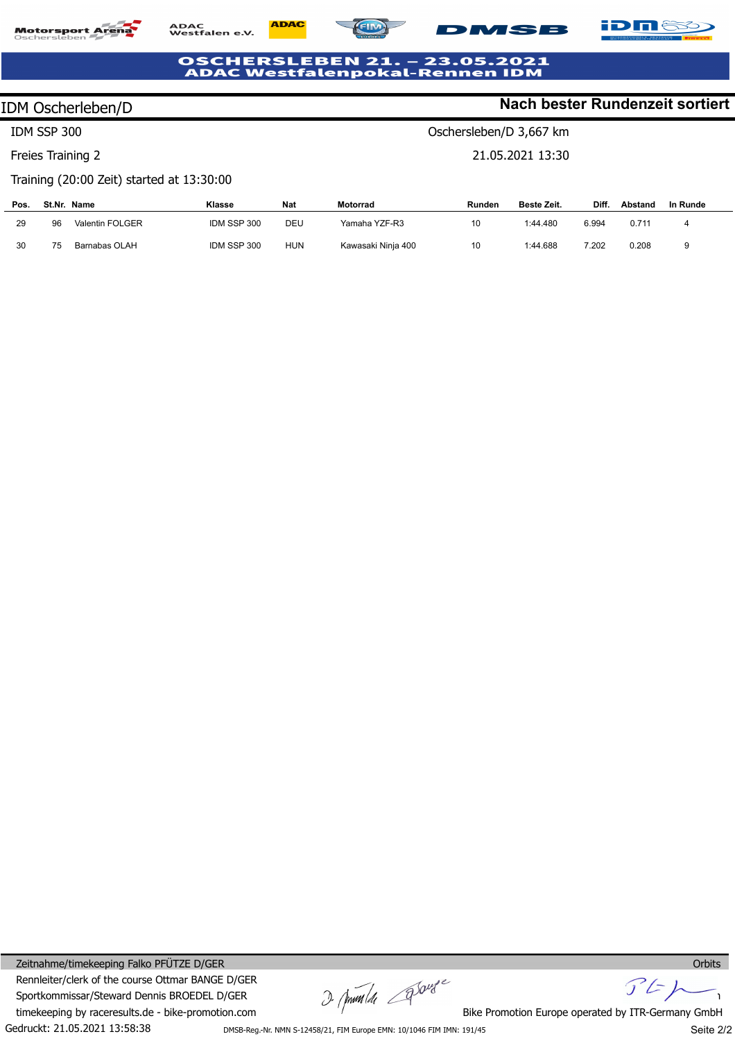OSCHERSLEBEN 21. – 23.05.2021
ADAC Westfalenpokal-Rennen IDM

## IDM Oscherleben/D

**Nach bester Rundenzeit sortiert**

IDM SSP 300

Oschersleben/D 3,667 km

Freies Training 2

21.05.2021 13:30

Training (20:00 Zeit) started at 13:30:00

| Pos. | St.Nr. | Name | Klasse | Nat | Motorrad | Runden | Beste Zeit. | Diff. | Abstand | In Runde |
|---|---|---|---|---|---|---|---|---|---|---|
| 29 | 96 | Valentin FOLGER | IDM SSP 300 | DEU | Yamaha YZF-R3 | 10 | 1:44.480 | 6.994 | 0.711 | 4 |
| 30 | 75 | Barnabas OLAH | IDM SSP 300 | HUN | Kawasaki Ninja 400 | 10 | 1:44.688 | 7.202 | 0.208 | 9 |

Zeitnahme/timekeeping Falko PFÜTZE D/GER

Orbits

Rennleiter/clerk of the course Ottmar BANGE D/GER

Sportkommissar/Steward Dennis BROEDEL D/GER

timekeeping by raceresults.de - bike-promotion.com

Bike Promotion Europe operated by ITR-Germany GmbH

Gedruckt: 21.05.2021 13:58:38

DMSB-Reg.-Nr. NMN S-12458/21, FIM Europe EMN: 10/1046 FIM IMN: 191/45